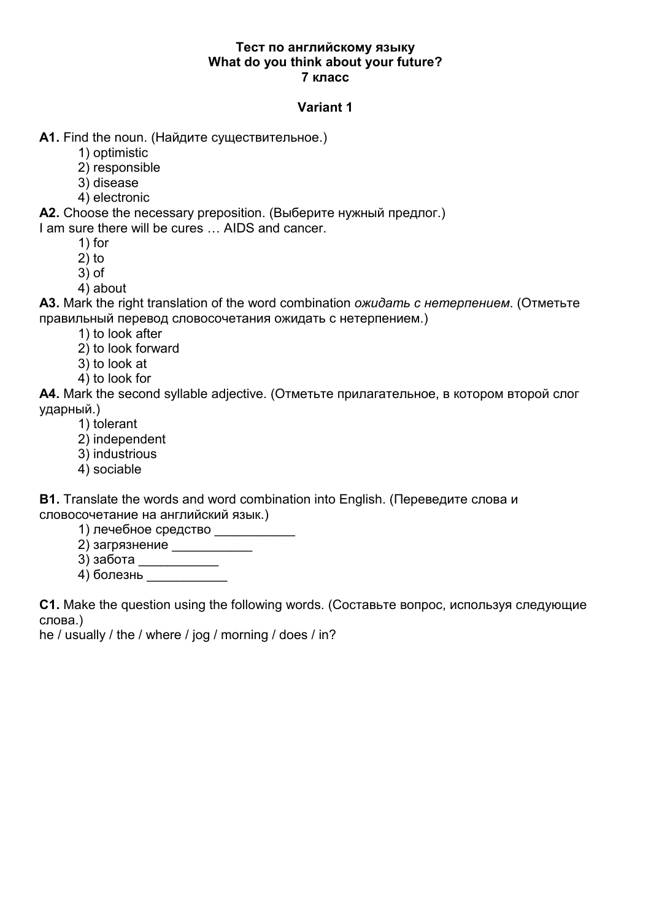**Тест по английскому языку**
**What do you think about your future?**
**7 класс**

**Variant 1**

**A1.** Find the noun. (Найдите существительное.)

1) optimistic
2) responsible
3) disease
4) electronic

**A2.** Choose the necessary preposition. (Выберите нужный предлог.)
I am sure there will be cures … AIDS and cancer.

1) for
2) to
3) of
4) about

**A3.** Mark the right translation of the word combination *ожидать с нетерпением*. (Отметьте правильный перевод словосочетания ожидать с нетерпением.)

1) to look after
2) to look forward
3) to look at
4) to look for

**A4.** Mark the second syllable adjective. (Отметьте прилагательное, в котором второй слог ударный.)

1) tolerant
2) independent
3) industrious
4) sociable

**B1.** Translate the words and word combination into English. (Переведите слова и словосочетание на английский язык.)

1) лечебное средство ___________
2) загрязнение ___________
3) забота ___________
4) болезнь ___________

**C1.** Make the question using the following words. (Составьте вопрос, используя следующие слова.)
he / usually / the / where / jog / morning / does / in?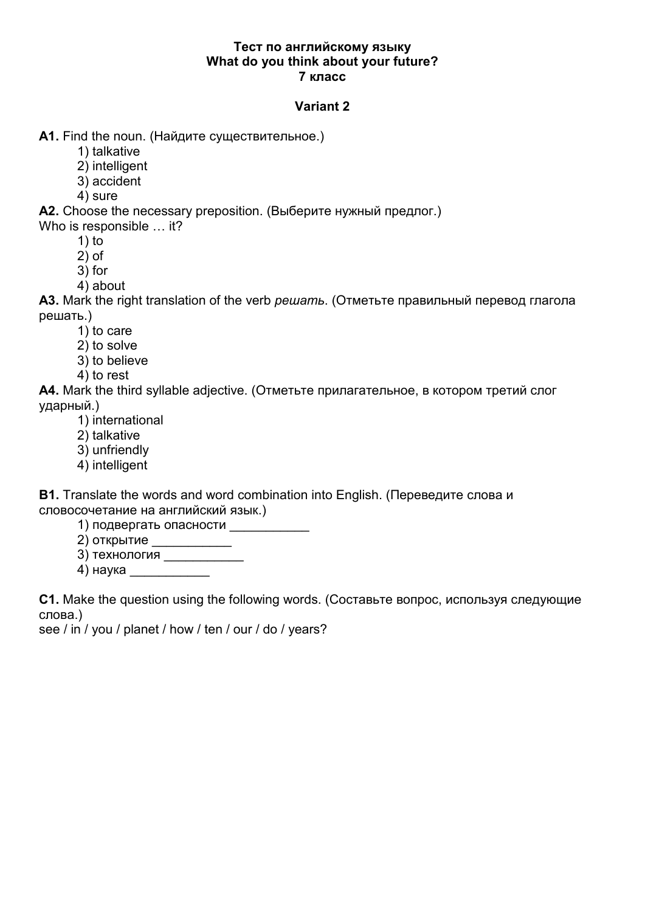**Тест по английскому языку**
**What do you think about your future?**
**7 класс**

**Variant 2**

**A1.** Find the noun. (Найдите существительное.)

1) talkative
2) intelligent
3) accident
4) sure

**A2.** Choose the necessary preposition. (Выберите нужный предлог.)
Who is responsible … it?

1) to
2) of
3) for
4) about

**A3.** Mark the right translation of the verb *решать*. (Отметьте правильный перевод глагола решать.)

1) to care
2) to solve
3) to believe
4) to rest

**A4.** Mark the third syllable adjective. (Отметьте прилагательное, в котором третий слог ударный.)

1) international
2) talkative
3) unfriendly
4) intelligent

**B1.** Translate the words and word combination into English. (Переведите слова и словосочетание на английский язык.)

1) подвергать опасности ___________
2) открытие ___________
3) технология ___________
4) наука ___________

**C1.** Make the question using the following words. (Составьте вопрос, используя следующие слова.)
see / in / you / planet / how / ten / our / do / years?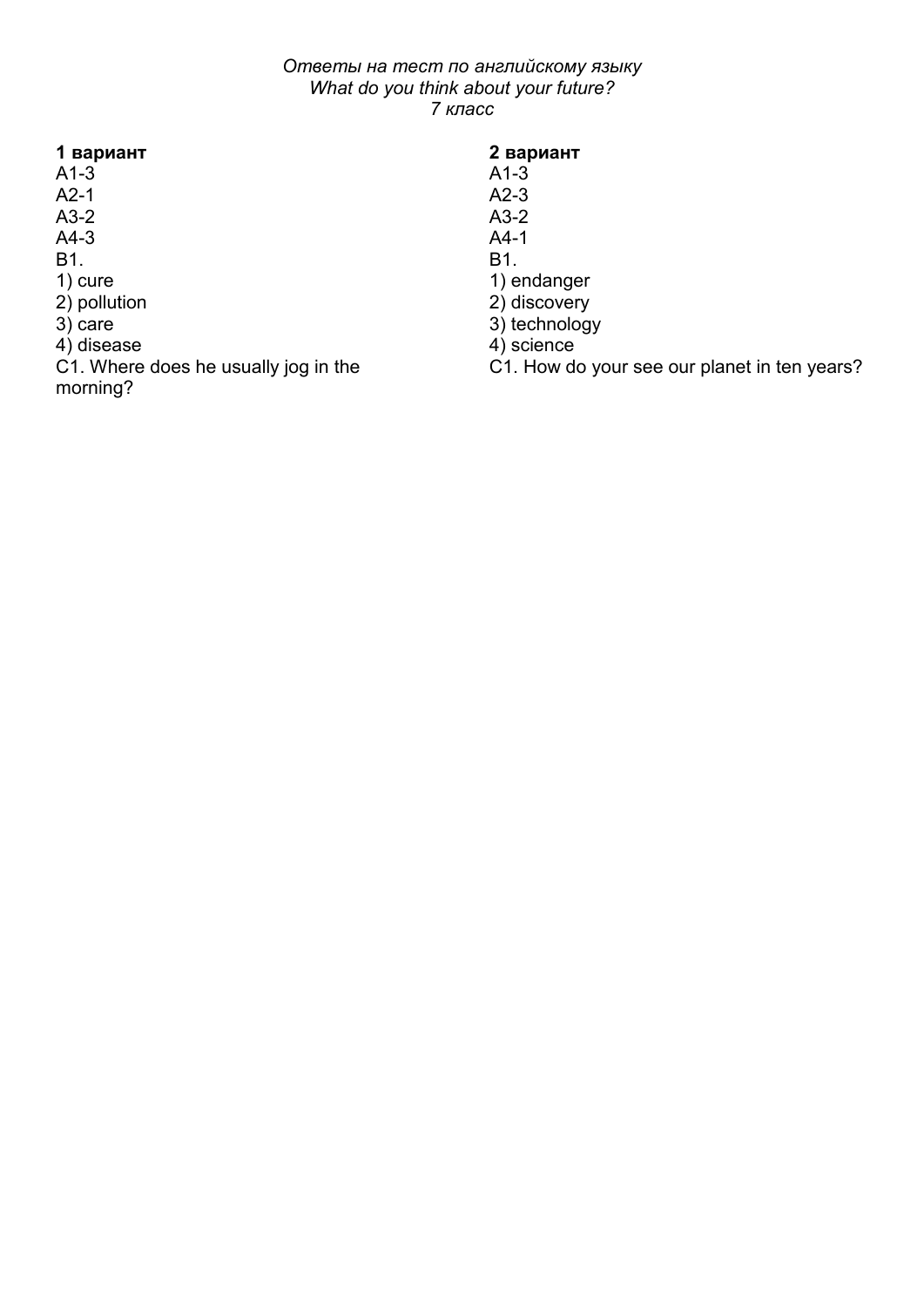*Ответы на тест по английскому языку*
*What do you think about your future?*
*7 класс*

**1 вариант**

A1-3
A2-1
A3-2
A4-3
B1.
1) cure
2) pollution
3) care
4) disease
C1. Where does he usually jog in the morning?

**2 вариант**

A1-3
A2-3
A3-2
A4-1
B1.
1) endanger
2) discovery
3) technology
4) science
C1. How do your see our planet in ten years?